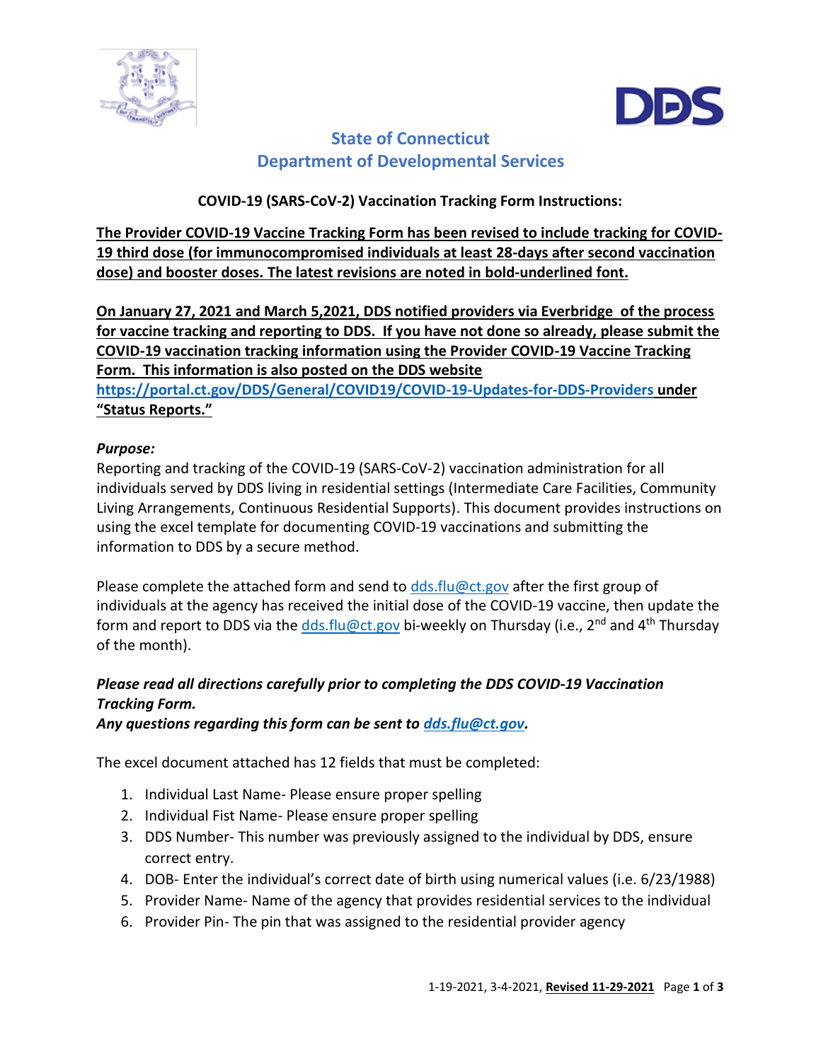# State of Connecticut
# Department of Developmental Services

**COVID-19 (SARS-CoV-2) Vaccination Tracking Form Instructions:**

**<u>The Provider COVID-19 Vaccine Tracking Form has been revised to include tracking for COVID-19 third dose (for immunocompromised individuals at least 28-days after second vaccination dose) and booster doses. The latest revisions are noted in bold-underlined font.</u>**

**<u>On January 27, 2021 and March 5,2021, DDS notified providers via Everbridge of the process for vaccine tracking and reporting to DDS. If you have not done so already, please submit the COVID-19 vaccination tracking information using the Provider COVID-19 Vaccine Tracking Form. This information is also posted on the DDS website https://portal.ct.gov/DDS/General/COVID19/COVID-19-Updates-for-DDS-Providers under "Status Reports."</u>**

***Purpose:***

Reporting and tracking of the COVID-19 (SARS-CoV-2) vaccination administration for all individuals served by DDS living in residential settings (Intermediate Care Facilities, Community Living Arrangements, Continuous Residential Supports). This document provides instructions on using the excel template for documenting COVID-19 vaccinations and submitting the information to DDS by a secure method.

Please complete the attached form and send to dds.flu@ct.gov after the first group of individuals at the agency has received the initial dose of the COVID-19 vaccine, then update the form and report to DDS via the dds.flu@ct.gov bi-weekly on Thursday (i.e., 2nd and 4th Thursday of the month).

***Please read all directions carefully prior to completing the DDS COVID-19 Vaccination Tracking Form.***
***Any questions regarding this form can be sent to dds.flu@ct.gov.***

The excel document attached has 12 fields that must be completed:

1. Individual Last Name- Please ensure proper spelling
2. Individual Fist Name- Please ensure proper spelling
3. DDS Number- This number was previously assigned to the individual by DDS, ensure correct entry.
4. DOB- Enter the individual's correct date of birth using numerical values (i.e. 6/23/1988)
5. Provider Name- Name of the agency that provides residential services to the individual
6. Provider Pin- The pin that was assigned to the residential provider agency

1-19-2021, 3-4-2021, **<u>Revised 11-29-2021</u>**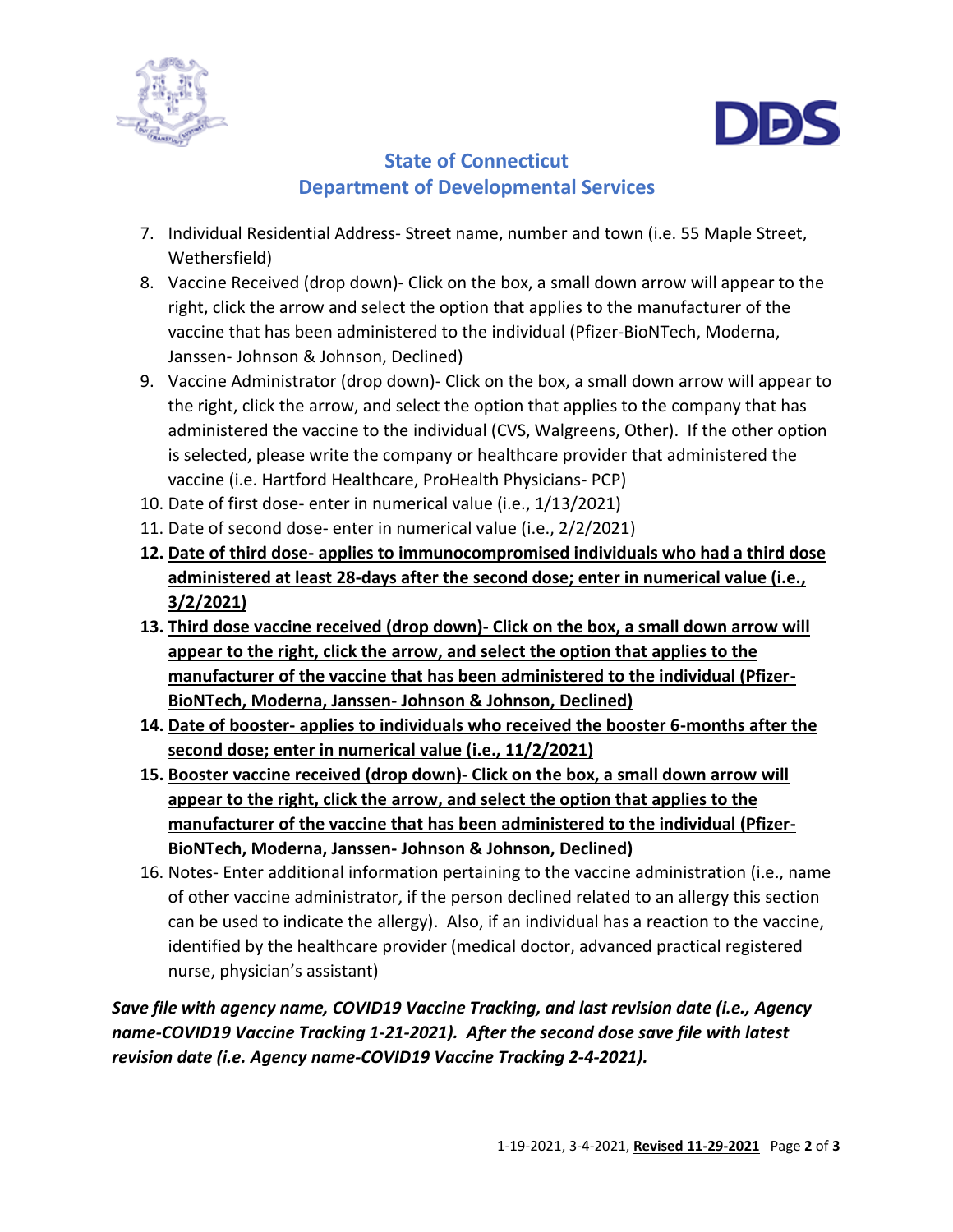**State of Connecticut**
**Department of Developmental Services**

7. Individual Residential Address- Street name, number and town (i.e. 55 Maple Street, Wethersfield)
8. Vaccine Received (drop down)- Click on the box, a small down arrow will appear to the right, click the arrow and select the option that applies to the manufacturer of the vaccine that has been administered to the individual (Pfizer-BioNTech, Moderna, Janssen- Johnson & Johnson, Declined)
9. Vaccine Administrator (drop down)- Click on the box, a small down arrow will appear to the right, click the arrow, and select the option that applies to the company that has administered the vaccine to the individual (CVS, Walgreens, Other). If the other option is selected, please write the company or healthcare provider that administered the vaccine (i.e. Hartford Healthcare, ProHealth Physicians- PCP)
10. Date of first dose- enter in numerical value (i.e., 1/13/2021)
11. Date of second dose- enter in numerical value (i.e., 2/2/2021)
12. **Date of third dose- applies to immunocompromised individuals who had a third dose administered at least 28-days after the second dose; enter in numerical value (i.e., 3/2/2021)**
13. **Third dose vaccine received (drop down)- Click on the box, a small down arrow will appear to the right, click the arrow, and select the option that applies to the manufacturer of the vaccine that has been administered to the individual (Pfizer-BioNTech, Moderna, Janssen- Johnson & Johnson, Declined)**
14. **Date of booster- applies to individuals who received the booster 6-months after the second dose; enter in numerical value (i.e., 11/2/2021)**
15. **Booster vaccine received (drop down)- Click on the box, a small down arrow will appear to the right, click the arrow, and select the option that applies to the manufacturer of the vaccine that has been administered to the individual (Pfizer-BioNTech, Moderna, Janssen- Johnson & Johnson, Declined)**
16. Notes- Enter additional information pertaining to the vaccine administration (i.e., name of other vaccine administrator, if the person declined related to an allergy this section can be used to indicate the allergy). Also, if an individual has a reaction to the vaccine, identified by the healthcare provider (medical doctor, advanced practical registered nurse, physician's assistant)

***Save file with agency name, COVID19 Vaccine Tracking, and last revision date (i.e., Agency name-COVID19 Vaccine Tracking 1-21-2021). After the second dose save file with latest revision date (i.e. Agency name-COVID19 Vaccine Tracking 2-4-2021).***

1-19-2021, 3-4-2021, **Revised 11-29-2021**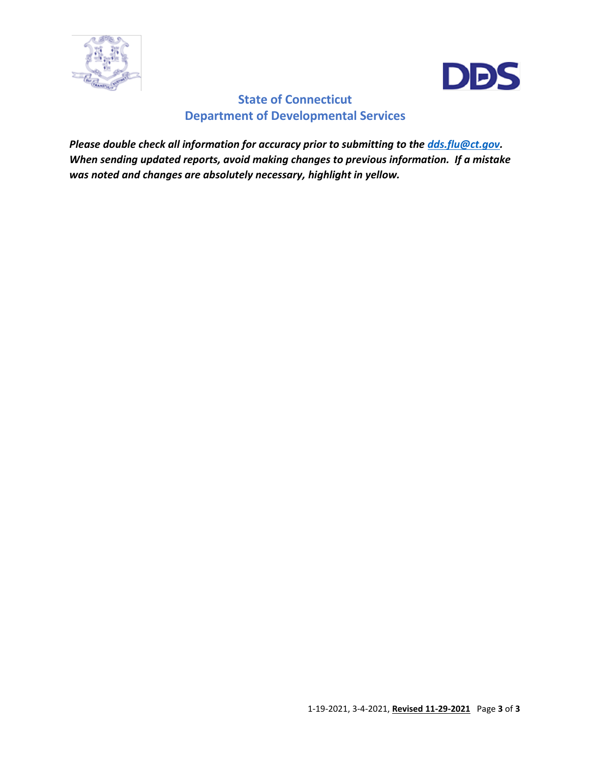## State of Connecticut
## Department of Developmental Services

***Please double check all information for accuracy prior to submitting to the [dds.flu@ct.gov](mailto:dds.flu@ct.gov). When sending updated reports, avoid making changes to previous information. If a mistake was noted and changes are absolutely necessary, highlight in yellow.***

1-19-2021, 3-4-2021, **Revised 11-29-2021**